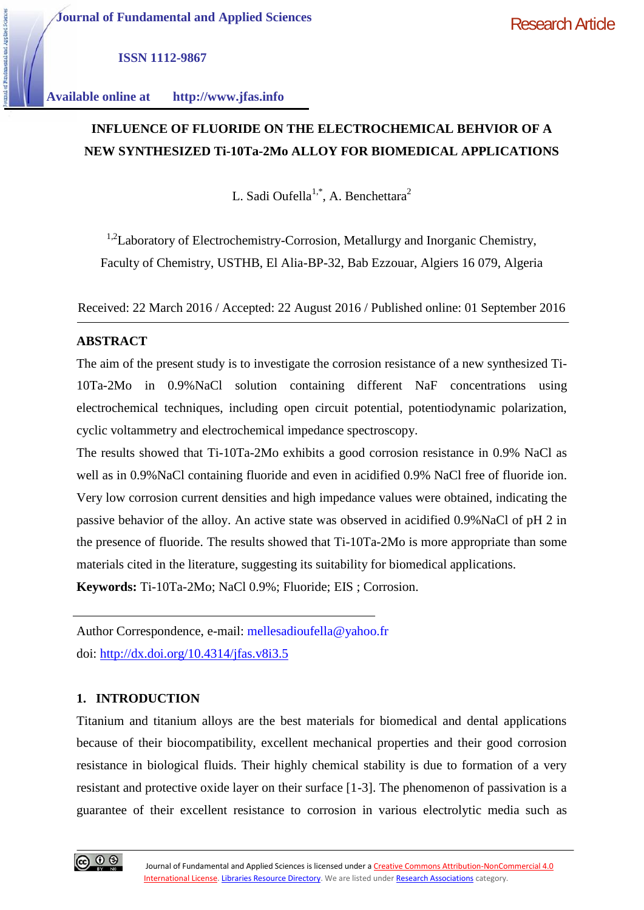Journal of Fundamental and Applied Sciences

ISSN 1112-9867

Available online at http://www.jfas.info

Research Article

# INFLUENCE OF FLUORIDE ON THE ELECTROCHEMICAL BEHVIOR OF A NEW SYNTHESIZED Ti-10Ta-2Mo ALLOY FOR BIOMEDICAL APPLICATIONS

L. Sadi Oufella[1,*], A. Benchettara[2]

[1,2]Laboratory of Electrochemistry-Corrosion, Metallurgy and Inorganic Chemistry, Faculty of Chemistry, USTHB, El Alia-BP-32, Bab Ezzouar, Algiers 16 079, Algeria

Received: 22 March 2016 / Accepted: 22 August 2016 / Published online: 01 September 2016

## ABSTRACT

The aim of the present study is to investigate the corrosion resistance of a new synthesized Ti-10Ta-2Mo in 0.9%NaCl solution containing different NaF concentrations using electrochemical techniques, including open circuit potential, potentiodynamic polarization, cyclic voltammetry and electrochemical impedance spectroscopy.

The results showed that Ti-10Ta-2Mo exhibits a good corrosion resistance in 0.9% NaCl as well as in 0.9%NaCl containing fluoride and even in acidified 0.9% NaCl free of fluoride ion. Very low corrosion current densities and high impedance values were obtained, indicating the passive behavior of the alloy. An active state was observed in acidified 0.9%NaCl of pH 2 in the presence of fluoride. The results showed that Ti-10Ta-2Mo is more appropriate than some materials cited in the literature, suggesting its suitability for biomedical applications.

**Keywords:** Ti-10Ta-2Mo; NaCl 0.9%; Fluoride; EIS ; Corrosion.

Author Correspondence, e-mail: mellesadioufella@yahoo.fr

doi: http://dx.doi.org/10.4314/jfas.v8i3.5

## 1. INTRODUCTION

Titanium and titanium alloys are the best materials for biomedical and dental applications because of their biocompatibility, excellent mechanical properties and their good corrosion resistance in biological fluids. Their highly chemical stability is due to formation of a very resistant and protective oxide layer on their surface [1-3]. The phenomenon of passivation is a guarantee of their excellent resistance to corrosion in various electrolytic media such as

Journal of Fundamental and Applied Sciences is licensed under a Creative Commons Attribution-NonCommercial 4.0 International License. Libraries Resource Directory. We are listed under Research Associations category.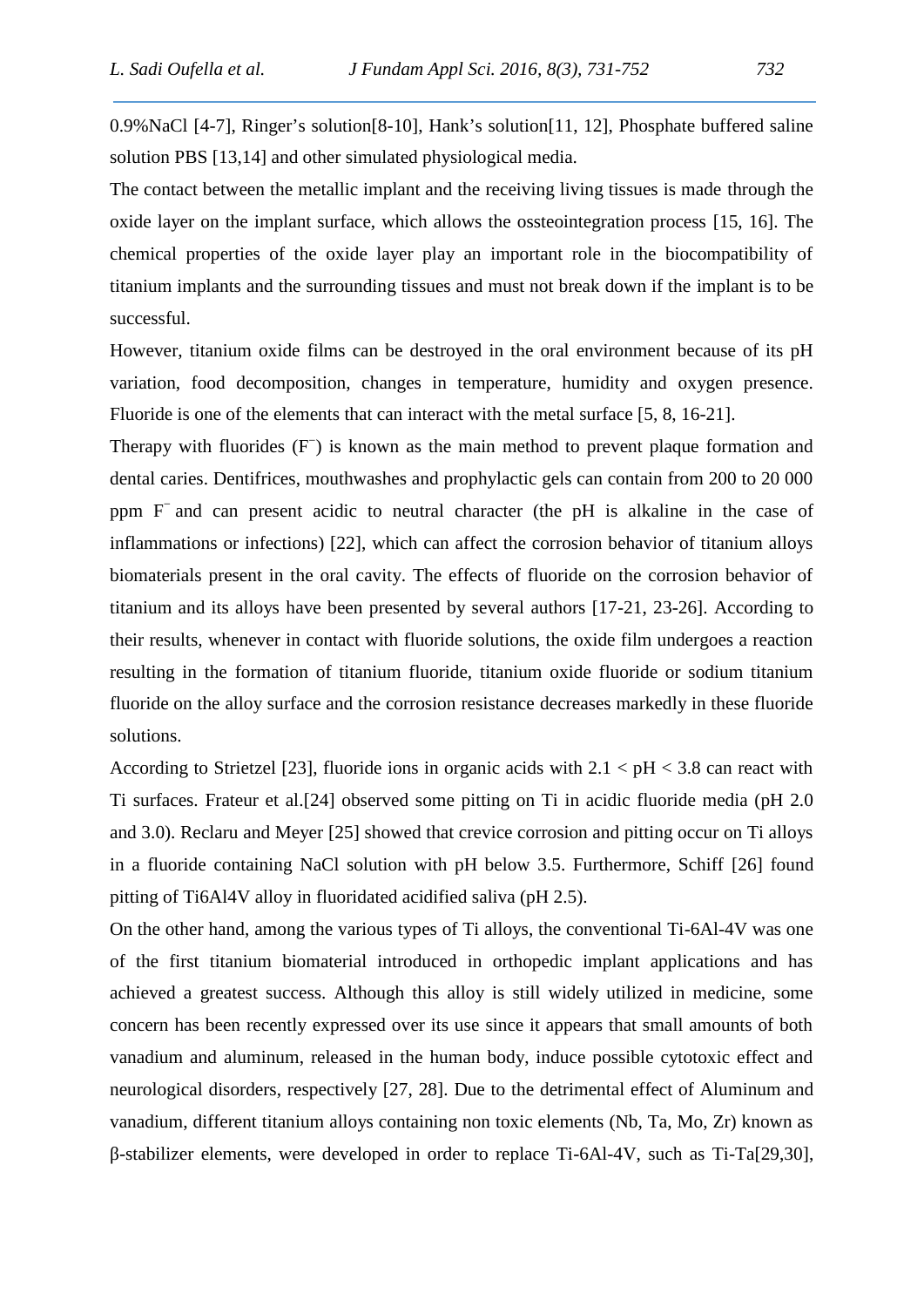0.9%NaCl [4-7], Ringer's solution[8-10], Hank's solution[11, 12], Phosphate buffered saline solution PBS [13,14] and other simulated physiological media.

The contact between the metallic implant and the receiving living tissues is made through the oxide layer on the implant surface, which allows the ossteointegration process [15, 16]. The chemical properties of the oxide layer play an important role in the biocompatibility of titanium implants and the surrounding tissues and must not break down if the implant is to be successful.

However, titanium oxide films can be destroyed in the oral environment because of its pH variation, food decomposition, changes in temperature, humidity and oxygen presence. Fluoride is one of the elements that can interact with the metal surface [5, 8, 16-21].

Therapy with fluorides ($F^-$) is known as the main method to prevent plaque formation and dental caries. Dentifrices, mouthwashes and prophylactic gels can contain from 200 to 20 000 ppm $F^-$ and can present acidic to neutral character (the pH is alkaline in the case of inflammations or infections) [22], which can affect the corrosion behavior of titanium alloys biomaterials present in the oral cavity. The effects of fluoride on the corrosion behavior of titanium and its alloys have been presented by several authors [17-21, 23-26]. According to their results, whenever in contact with fluoride solutions, the oxide film undergoes a reaction resulting in the formation of titanium fluoride, titanium oxide fluoride or sodium titanium fluoride on the alloy surface and the corrosion resistance decreases markedly in these fluoride solutions.

According to Strietzel [23], fluoride ions in organic acids with $2.1 < pH < 3.8$ can react with Ti surfaces. Frateur et al.[24] observed some pitting on Ti in acidic fluoride media (pH 2.0 and 3.0). Reclaru and Meyer [25] showed that crevice corrosion and pitting occur on Ti alloys in a fluoride containing NaCl solution with pH below 3.5. Furthermore, Schiff [26] found pitting of Ti6Al4V alloy in fluoridated acidified saliva (pH 2.5).

On the other hand, among the various types of Ti alloys, the conventional Ti-6Al-4V was one of the first titanium biomaterial introduced in orthopedic implant applications and has achieved a greatest success. Although this alloy is still widely utilized in medicine, some concern has been recently expressed over its use since it appears that small amounts of both vanadium and aluminum, released in the human body, induce possible cytotoxic effect and neurological disorders, respectively [27, 28]. Due to the detrimental effect of Aluminum and vanadium, different titanium alloys containing non toxic elements (Nb, Ta, Mo, Zr) known as β-stabilizer elements, were developed in order to replace Ti-6Al-4V, such as Ti-Ta[29,30],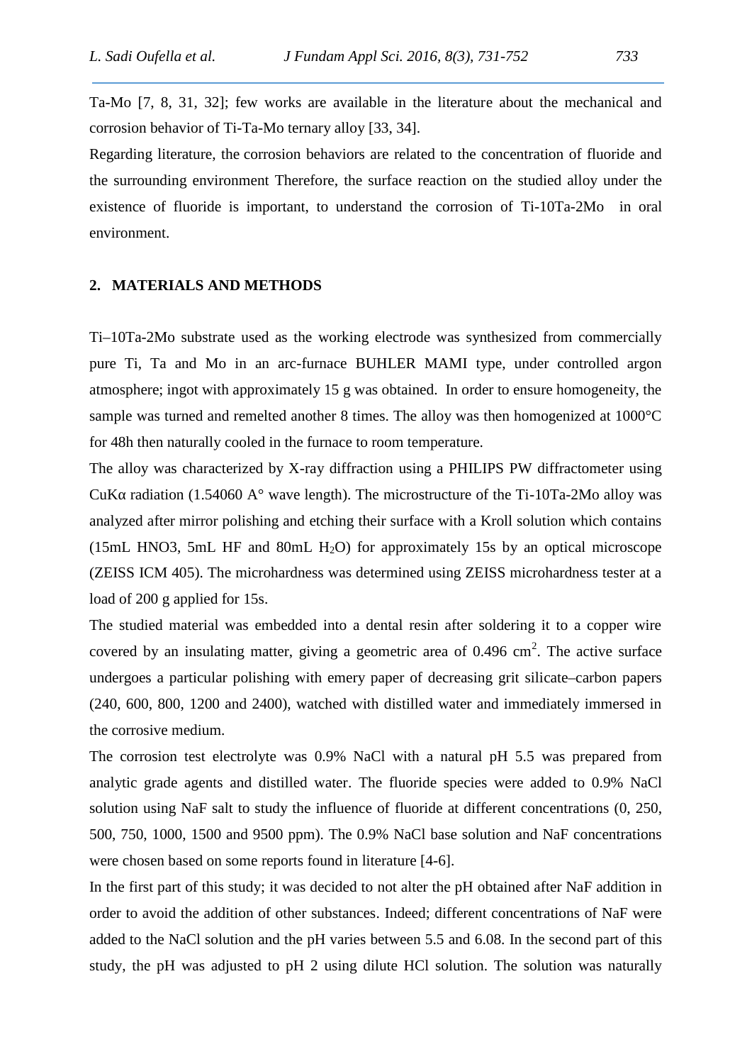Ta-Mo [7, 8, 31, 32]; few works are available in the literature about the mechanical and corrosion behavior of Ti-Ta-Mo ternary alloy [33, 34].

Regarding literature, the corrosion behaviors are related to the concentration of fluoride and the surrounding environment Therefore, the surface reaction on the studied alloy under the existence of fluoride is important, to understand the corrosion of Ti-10Ta-2Mo in oral environment.

## 2. MATERIALS AND METHODS

Ti–10Ta-2Mo substrate used as the working electrode was synthesized from commercially pure Ti, Ta and Mo in an arc-furnace BUHLER MAMI type, under controlled argon atmosphere; ingot with approximately 15 g was obtained. In order to ensure homogeneity, the sample was turned and remelted another 8 times. The alloy was then homogenized at 1000°C for 48h then naturally cooled in the furnace to room temperature.

The alloy was characterized by X-ray diffraction using a PHILIPS PW diffractometer using CuKα radiation (1.54060 A° wave length). The microstructure of the Ti-10Ta-2Mo alloy was analyzed after mirror polishing and etching their surface with a Kroll solution which contains (15mL HNO3, 5mL HF and 80mL $H_2O$) for approximately 15s by an optical microscope (ZEISS ICM 405). The microhardness was determined using ZEISS microhardness tester at a load of 200 g applied for 15s.

The studied material was embedded into a dental resin after soldering it to a copper wire covered by an insulating matter, giving a geometric area of 0.496 $cm^2$. The active surface undergoes a particular polishing with emery paper of decreasing grit silicate–carbon papers (240, 600, 800, 1200 and 2400), watched with distilled water and immediately immersed in the corrosive medium.

The corrosion test electrolyte was 0.9% NaCl with a natural pH 5.5 was prepared from analytic grade agents and distilled water. The fluoride species were added to 0.9% NaCl solution using NaF salt to study the influence of fluoride at different concentrations (0, 250, 500, 750, 1000, 1500 and 9500 ppm). The 0.9% NaCl base solution and NaF concentrations were chosen based on some reports found in literature [4-6].

In the first part of this study; it was decided to not alter the pH obtained after NaF addition in order to avoid the addition of other substances. Indeed; different concentrations of NaF were added to the NaCl solution and the pH varies between 5.5 and 6.08. In the second part of this study, the pH was adjusted to pH 2 using dilute HCl solution. The solution was naturally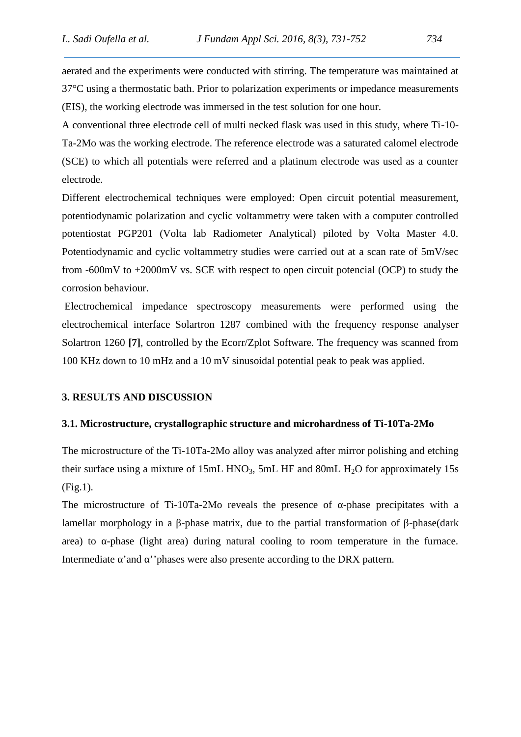aerated and the experiments were conducted with stirring. The temperature was maintained at 37°C using a thermostatic bath. Prior to polarization experiments or impedance measurements (EIS), the working electrode was immersed in the test solution for one hour.

A conventional three electrode cell of multi necked flask was used in this study, where Ti-10-Ta-2Mo was the working electrode. The reference electrode was a saturated calomel electrode (SCE) to which all potentials were referred and a platinum electrode was used as a counter electrode.

Different electrochemical techniques were employed: Open circuit potential measurement, potentiodynamic polarization and cyclic voltammetry were taken with a computer controlled potentiostat PGP201 (Volta lab Radiometer Analytical) piloted by Volta Master 4.0. Potentiodynamic and cyclic voltammetry studies were carried out at a scan rate of 5mV/sec from -600mV to +2000mV vs. SCE with respect to open circuit potencial (OCP) to study the corrosion behaviour.

Electrochemical impedance spectroscopy measurements were performed using the electrochemical interface Solartron 1287 combined with the frequency response analyser Solartron 1260 **[7]**, controlled by the Ecorr/Zplot Software. The frequency was scanned from 100 KHz down to 10 mHz and a 10 mV sinusoidal potential peak to peak was applied.

## 3. RESULTS AND DISCUSSION

### 3.1. Microstructure, crystallographic structure and microhardness of Ti-10Ta-2Mo

The microstructure of the Ti-10Ta-2Mo alloy was analyzed after mirror polishing and etching their surface using a mixture of 15mL $HNO_3$, 5mL HF and 80mL $H_2O$ for approximately 15s (Fig.1).

The microstructure of Ti-10Ta-2Mo reveals the presence of α-phase precipitates with a lamellar morphology in a β-phase matrix, due to the partial transformation of β-phase(dark area) to α-phase (light area) during natural cooling to room temperature in the furnace. Intermediate α'and α''phases were also presente according to the DRX pattern.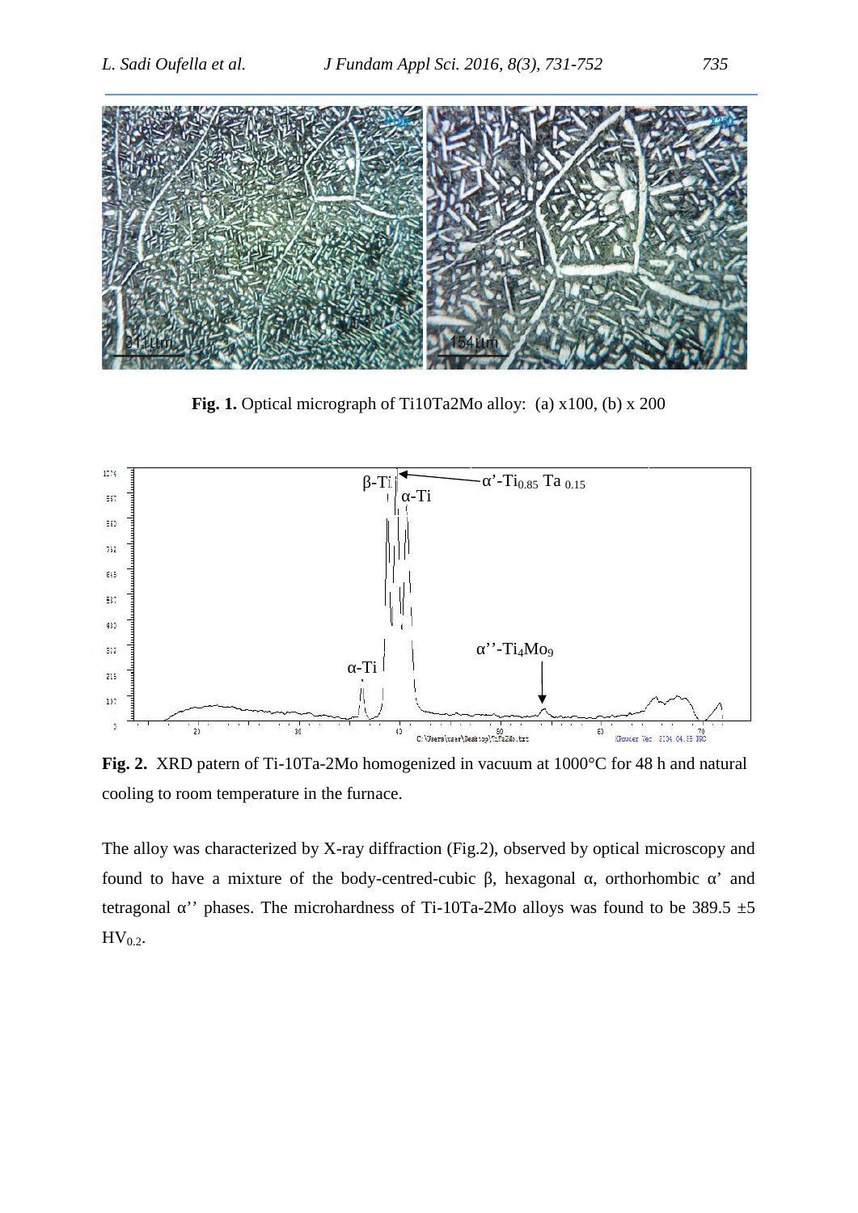**Fig. 1.** Optical micrograph of Ti10Ta2Mo alloy: (a) x100, (b) x 200

**Fig. 2.** XRD patern of Ti-10Ta-2Mo homogenized in vacuum at 1000°C for 48 h and natural cooling to room temperature in the furnace.

The alloy was characterized by X-ray diffraction (Fig.2), observed by optical microscopy and found to have a mixture of the body-centred-cubic β, hexagonal α, orthorhombic α' and tetragonal α'' phases. The microhardness of Ti-10Ta-2Mo alloys was found to be 389.5 ±5 $HV_{0.2}$.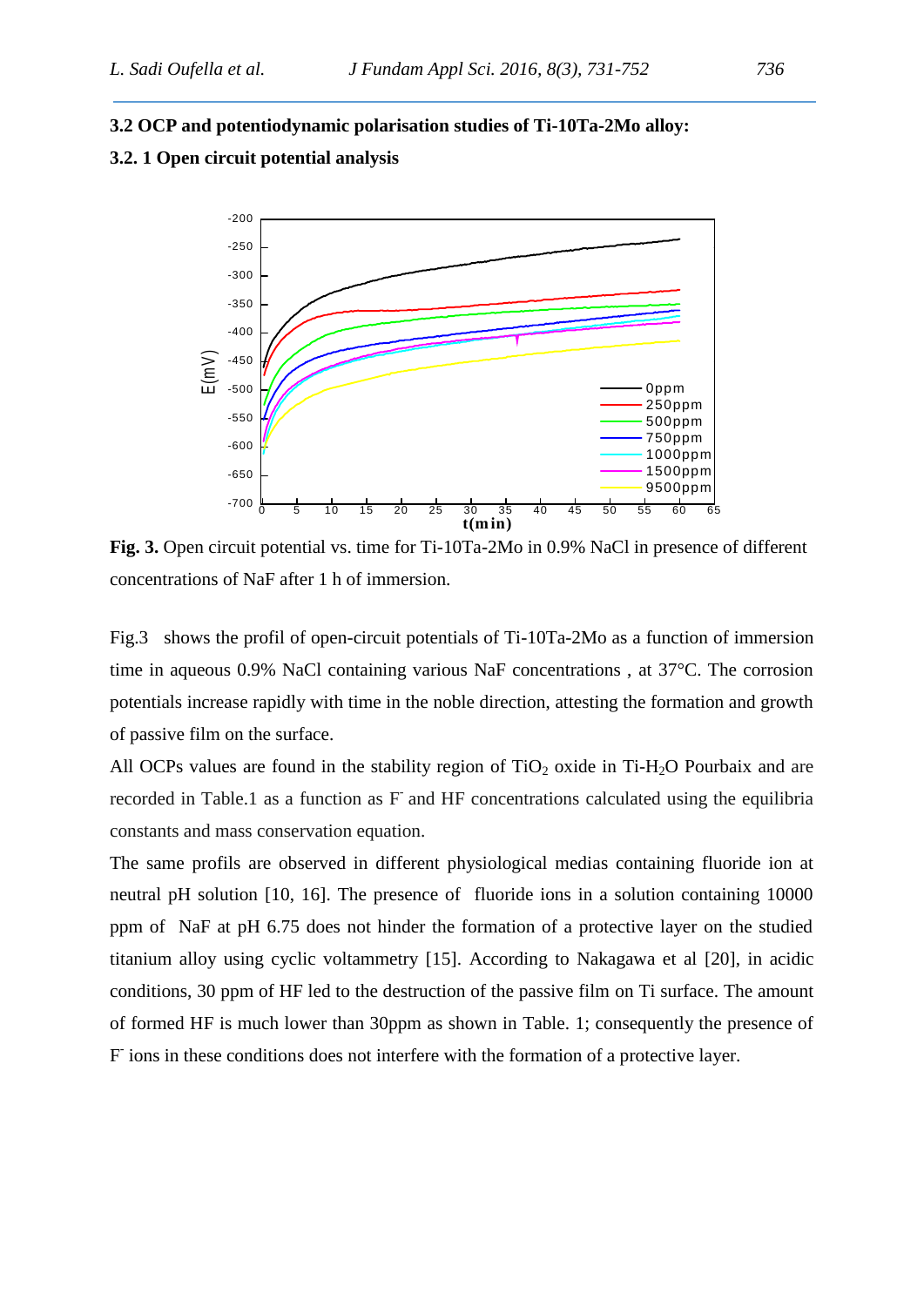### 3.2 OCP and potentiodynamic polarisation studies of Ti-10Ta-2Mo alloy:

#### 3.2. 1 Open circuit potential analysis

**Fig. 3.** Open circuit potential vs. time for Ti-10Ta-2Mo in 0.9% NaCl in presence of different concentrations of NaF after 1 h of immersion.

Fig.3 shows the profil of open-circuit potentials of Ti-10Ta-2Mo as a function of immersion time in aqueous 0.9% NaCl containing various NaF concentrations , at 37°C. The corrosion potentials increase rapidly with time in the noble direction, attesting the formation and growth of passive film on the surface.

All OCPs values are found in the stability region of $TiO_2$ oxide in Ti-$H_2O$ Pourbaix and are recorded in Table.1 as a function as $F^-$ and HF concentrations calculated using the equilibria constants and mass conservation equation.

The same profils are observed in different physiological medias containing fluoride ion at neutral pH solution [10, 16]. The presence of fluoride ions in a solution containing 10000 ppm of NaF at pH 6.75 does not hinder the formation of a protective layer on the studied titanium alloy using cyclic voltammetry [15]. According to Nakagawa et al [20], in acidic conditions, 30 ppm of HF led to the destruction of the passive film on Ti surface. The amount of formed HF is much lower than 30ppm as shown in Table. 1; consequently the presence of $F^-$ ions in these conditions does not interfere with the formation of a protective layer.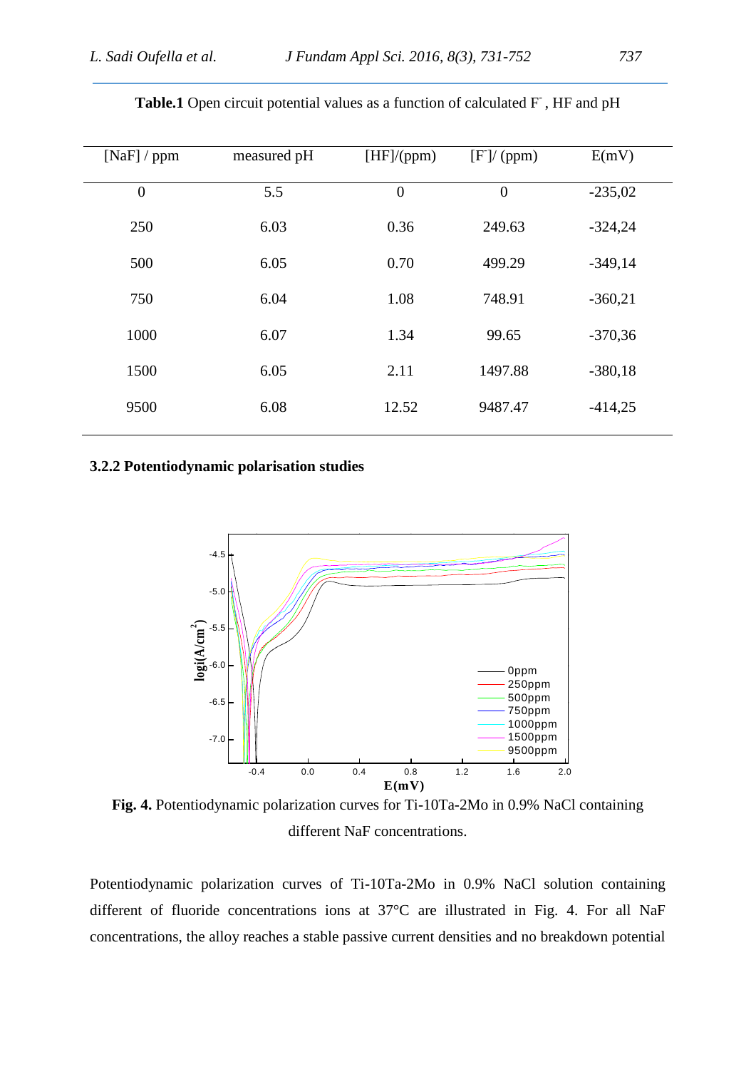**Table.1** Open circuit potential values as a function of calculated $F^-$, HF and pH

| [NaF] / ppm | measured pH | [HF]/(ppm) | $[F^-]$/ (ppm) | E(mV) |
|---|---|---|---|---|
| 0 | 5.5 | 0 | 0 | -235,02 |
| 250 | 6.03 | 0.36 | 249.63 | -324,24 |
| 500 | 6.05 | 0.70 | 499.29 | -349,14 |
| 750 | 6.04 | 1.08 | 748.91 | -360,21 |
| 1000 | 6.07 | 1.34 | 99.65 | -370,36 |
| 1500 | 6.05 | 2.11 | 1497.88 | -380,18 |
| 9500 | 6.08 | 12.52 | 9487.47 | -414,25 |

### 3.2.2 Potentiodynamic polarisation studies

**Fig. 4.** Potentiodynamic polarization curves for Ti-10Ta-2Mo in 0.9% NaCl containing different NaF concentrations.

Potentiodynamic polarization curves of Ti-10Ta-2Mo in 0.9% NaCl solution containing different of fluoride concentrations ions at 37°C are illustrated in Fig. 4. For all NaF concentrations, the alloy reaches a stable passive current densities and no breakdown potential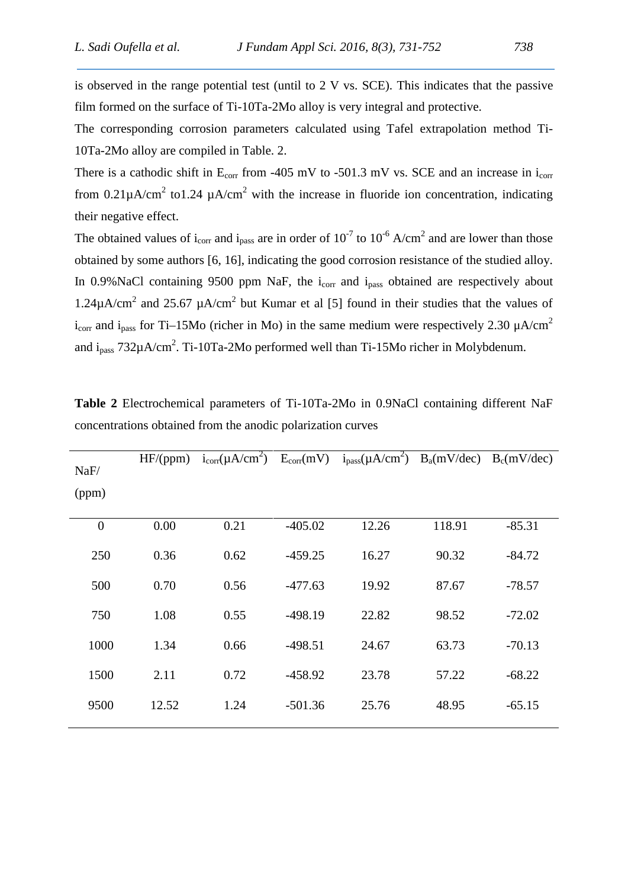is observed in the range potential test (until to 2 V vs. SCE). This indicates that the passive film formed on the surface of Ti-10Ta-2Mo alloy is very integral and protective.

The corresponding corrosion parameters calculated using Tafel extrapolation method Ti-10Ta-2Mo alloy are compiled in Table. 2.

There is a cathodic shift in $E_{corr}$ from -405 mV to -501.3 mV vs. SCE and an increase in $i_{corr}$ from 0.21μA/cm$^2$ to1.24 μA/cm$^2$ with the increase in fluoride ion concentration, indicating their negative effect.

The obtained values of $i_{corr}$ and $i_{pass}$ are in order of $10^{-7}$ to $10^{-6}$ A/cm$^2$ and are lower than those obtained by some authors [6, 16], indicating the good corrosion resistance of the studied alloy. In 0.9%NaCl containing 9500 ppm NaF, the $i_{corr}$ and $i_{pass}$ obtained are respectively about 1.24μA/cm$^2$ and 25.67 μA/cm$^2$ but Kumar et al [5] found in their studies that the values of $i_{corr}$ and $i_{pass}$ for Ti–15Mo (richer in Mo) in the same medium were respectively 2.30 μA/cm$^2$ and $i_{pass}$ 732μA/cm$^2$. Ti-10Ta-2Mo performed well than Ti-15Mo richer in Molybdenum.

**Table 2** Electrochemical parameters of Ti-10Ta-2Mo in 0.9NaCl containing different NaF concentrations obtained from the anodic polarization curves

| NaF/ (ppm) | HF/(ppm) | $i_{corr}$(μA/cm$^2$) | $E_{corr}$(mV) | $i_{pass}$(μA/cm$^2$) | $B_a$(mV/dec) | $B_c$(mV/dec) |
|---|---|---|---|---|---|---|
| 0 | 0.00 | 0.21 | -405.02 | 12.26 | 118.91 | -85.31 |
| 250 | 0.36 | 0.62 | -459.25 | 16.27 | 90.32 | -84.72 |
| 500 | 0.70 | 0.56 | -477.63 | 19.92 | 87.67 | -78.57 |
| 750 | 1.08 | 0.55 | -498.19 | 22.82 | 98.52 | -72.02 |
| 1000 | 1.34 | 0.66 | -498.51 | 24.67 | 63.73 | -70.13 |
| 1500 | 2.11 | 0.72 | -458.92 | 23.78 | 57.22 | -68.22 |
| 9500 | 12.52 | 1.24 | -501.36 | 25.76 | 48.95 | -65.15 |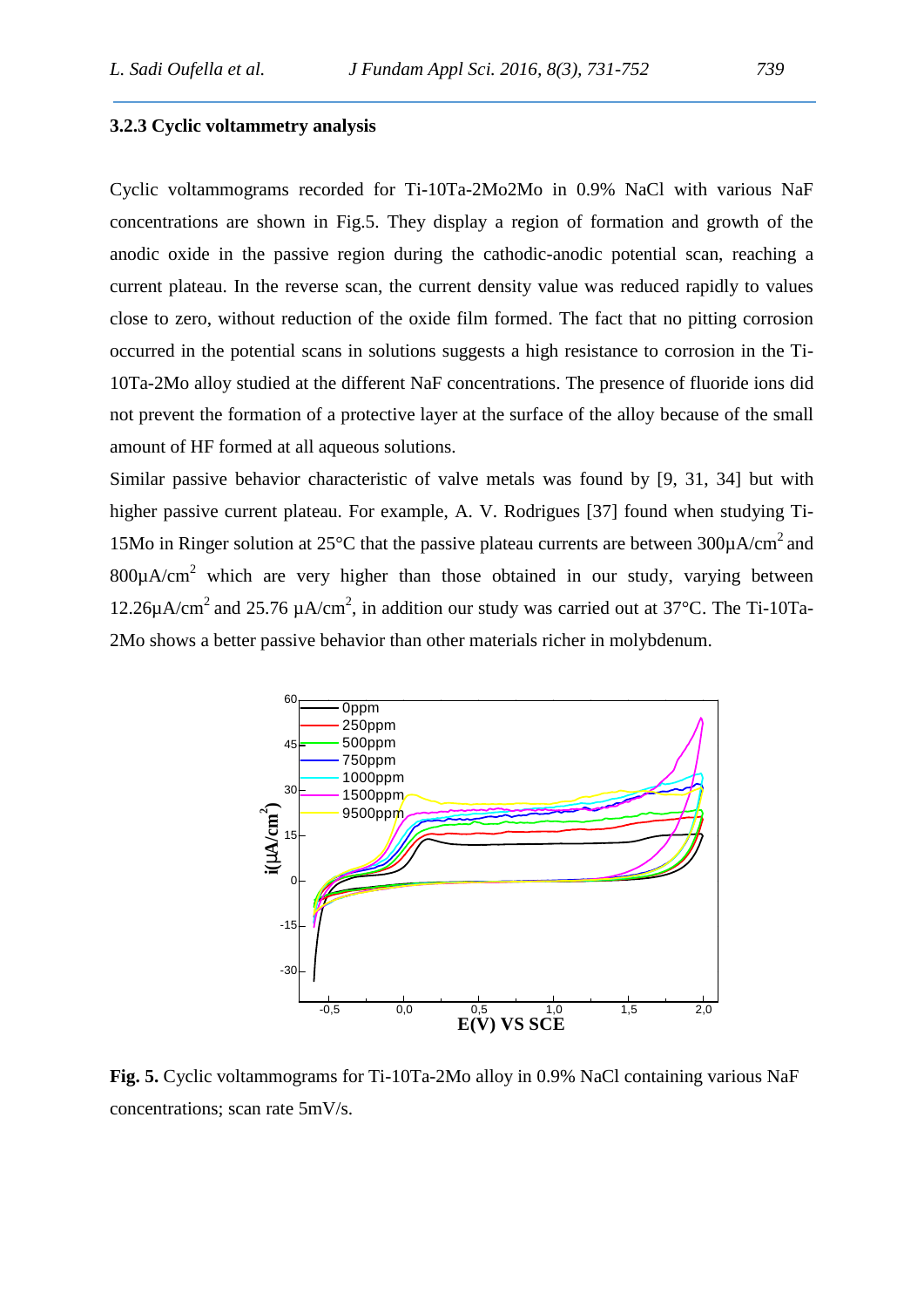### 3.2.3 Cyclic voltammetry analysis

Cyclic voltammograms recorded for Ti-10Ta-2Mo2Mo in 0.9% NaCl with various NaF concentrations are shown in Fig.5. They display a region of formation and growth of the anodic oxide in the passive region during the cathodic-anodic potential scan, reaching a current plateau. In the reverse scan, the current density value was reduced rapidly to values close to zero, without reduction of the oxide film formed. The fact that no pitting corrosion occurred in the potential scans in solutions suggests a high resistance to corrosion in the Ti-10Ta-2Mo alloy studied at the different NaF concentrations. The presence of fluoride ions did not prevent the formation of a protective layer at the surface of the alloy because of the small amount of HF formed at all aqueous solutions.

Similar passive behavior characteristic of valve metals was found by [9, 31, 34] but with higher passive current plateau. For example, A. V. Rodrigues [37] found when studying Ti-15Mo in Ringer solution at 25°C that the passive plateau currents are between 300µA/cm$^2$ and 800µA/cm$^2$ which are very higher than those obtained in our study, varying between 12.26µA/cm$^2$ and 25.76 µA/cm$^2$, in addition our study was carried out at 37°C. The Ti-10Ta-2Mo shows a better passive behavior than other materials richer in molybdenum.

**Fig. 5.** Cyclic voltammograms for Ti-10Ta-2Mo alloy in 0.9% NaCl containing various NaF concentrations; scan rate 5mV/s.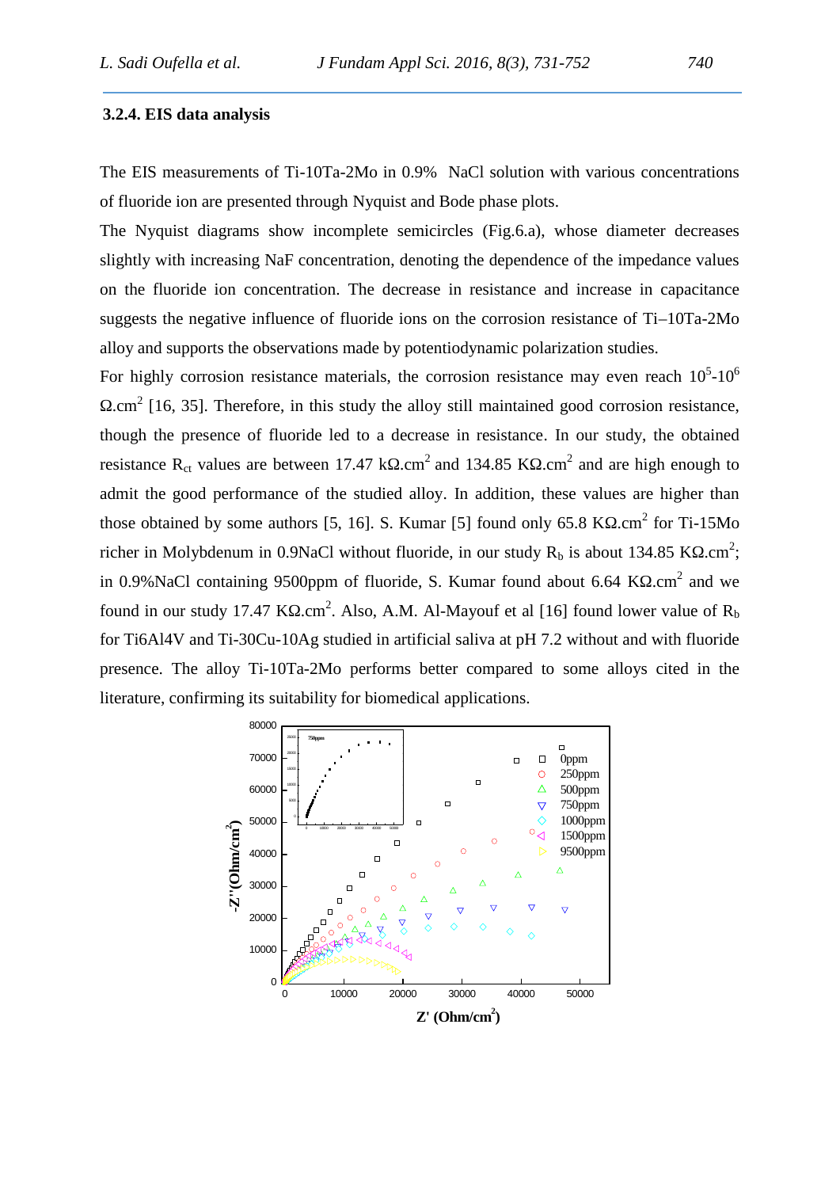### 3.2.4. EIS data analysis

The EIS measurements of Ti-10Ta-2Mo in 0.9% NaCl solution with various concentrations of fluoride ion are presented through Nyquist and Bode phase plots.

The Nyquist diagrams show incomplete semicircles (Fig.6.a), whose diameter decreases slightly with increasing NaF concentration, denoting the dependence of the impedance values on the fluoride ion concentration. The decrease in resistance and increase in capacitance suggests the negative influence of fluoride ions on the corrosion resistance of Ti–10Ta-2Mo alloy and supports the observations made by potentiodynamic polarization studies.

For highly corrosion resistance materials, the corrosion resistance may even reach $10^5$-$10^6$ $\Omega.cm^2$ [16, 35]. Therefore, in this study the alloy still maintained good corrosion resistance, though the presence of fluoride led to a decrease in resistance. In our study, the obtained resistance $R_{ct}$ values are between 17.47 k$\Omega.cm^2$ and 134.85 K$\Omega.cm^2$ and are high enough to admit the good performance of the studied alloy. In addition, these values are higher than those obtained by some authors [5, 16]. S. Kumar [5] found only 65.8 K$\Omega.cm^2$ for Ti-15Mo richer in Molybdenum in 0.9NaCl without fluoride, in our study $R_b$ is about 134.85 K$\Omega.cm^2$; in 0.9%NaCl containing 9500ppm of fluoride, S. Kumar found about 6.64 K$\Omega.cm^2$ and we found in our study 17.47 K$\Omega.cm^2$. Also, A.M. Al-Mayouf et al [16] found lower value of $R_b$ for Ti6Al4V and Ti-30Cu-10Ag studied in artificial saliva at pH 7.2 without and with fluoride presence. The alloy Ti-10Ta-2Mo performs better compared to some alloys cited in the literature, confirming its suitability for biomedical applications.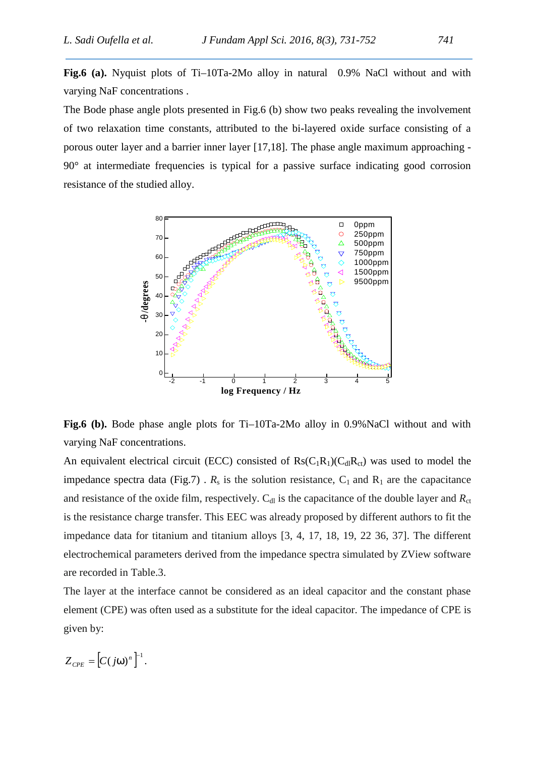**Fig.6 (a).** Nyquist plots of Ti–10Ta-2Mo alloy in natural 0.9% NaCl without and with varying NaF concentrations .

The Bode phase angle plots presented in Fig.6 (b) show two peaks revealing the involvement of two relaxation time constants, attributed to the bi-layered oxide surface consisting of a porous outer layer and a barrier inner layer [17,18]. The phase angle maximum approaching -90° at intermediate frequencies is typical for a passive surface indicating good corrosion resistance of the studied alloy.

**Fig.6 (b).** Bode phase angle plots for Ti–10Ta-2Mo alloy in 0.9%NaCl without and with varying NaF concentrations.

An equivalent electrical circuit (ECC) consisted of $R_s(C_1R_1)(C_{dl}R_{ct})$ was used to model the impedance spectra data (Fig.7) . $R_s$ is the solution resistance, $C_1$ and $R_1$ are the capacitance and resistance of the oxide film, respectively. $C_{dl}$ is the capacitance of the double layer and $R_{ct}$ is the resistance charge transfer. This EEC was already proposed by different authors to fit the impedance data for titanium and titanium alloys [3, 4, 17, 18, 19, 22 36, 37]. The different electrochemical parameters derived from the impedance spectra simulated by ZView software are recorded in Table.3.

The layer at the interface cannot be considered as an ideal capacitor and the constant phase element (CPE) was often used as a substitute for the ideal capacitor. The impedance of CPE is given by:

$$Z_{CPE} = \left[C(j\omega)^n\right]^{-1}.$$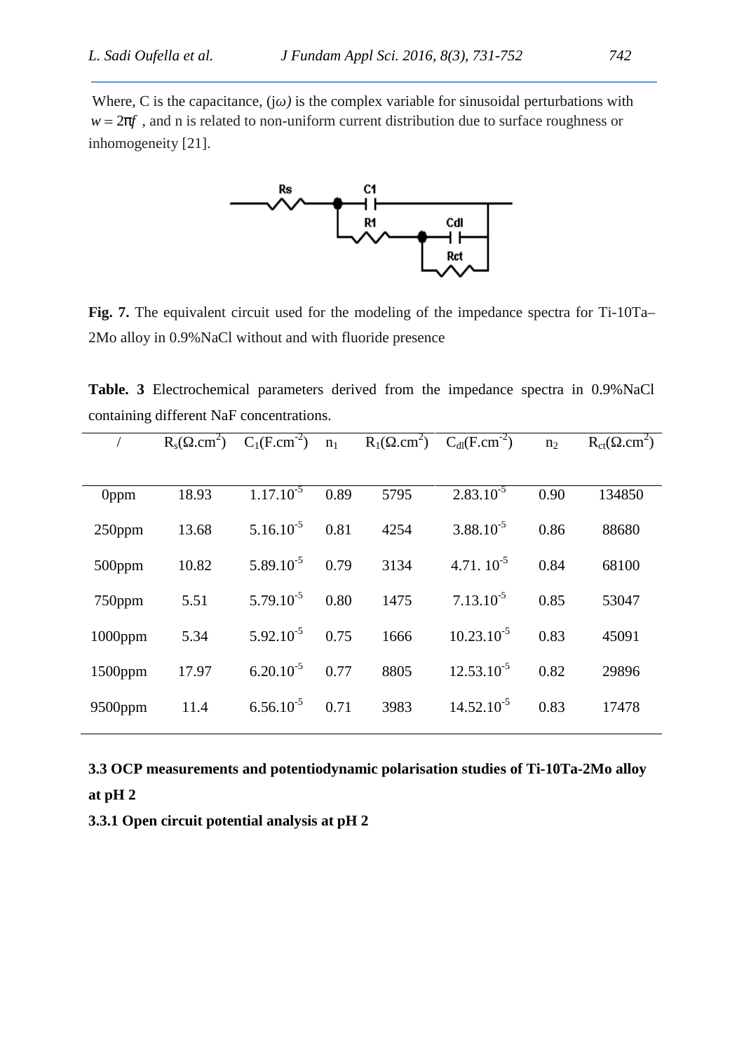Where, C is the capacitance, ($j\omega$) is the complex variable for sinusoidal perturbations with $w = 2\pi f$ , and n is related to non-uniform current distribution due to surface roughness or inhomogeneity [21].

**Fig. 7.** The equivalent circuit used for the modeling of the impedance spectra for Ti-10Ta–2Mo alloy in 0.9%NaCl without and with fluoride presence

**Table. 3** Electrochemical parameters derived from the impedance spectra in 0.9%NaCl containing different NaF concentrations.

| / | $R_s(\Omega.cm^2)$ | $C_1(F.cm^{-2})$ | $n_1$ | $R_1(\Omega.cm^2)$ | $C_{dl}(F.cm^{-2})$ | $n_2$ | $R_{ct}(\Omega.cm^2)$ |
|---|---|---|---|---|---|---|---|
| 0ppm | 18.93 | $1.17.10^{-5}$ | 0.89 | 5795 | $2.83.10^{-5}$ | 0.90 | 134850 |
| 250ppm | 13.68 | $5.16.10^{-5}$ | 0.81 | 4254 | $3.88.10^{-5}$ | 0.86 | 88680 |
| 500ppm | 10.82 | $5.89.10^{-5}$ | 0.79 | 3134 | $4.71.\ 10^{-5}$ | 0.84 | 68100 |
| 750ppm | 5.51 | $5.79.10^{-5}$ | 0.80 | 1475 | $7.13.10^{-5}$ | 0.85 | 53047 |
| 1000ppm | 5.34 | $5.92.10^{-5}$ | 0.75 | 1666 | $10.23.10^{-5}$ | 0.83 | 45091 |
| 1500ppm | 17.97 | $6.20.10^{-5}$ | 0.77 | 8805 | $12.53.10^{-5}$ | 0.82 | 29896 |
| 9500ppm | 11.4 | $6.56.10^{-5}$ | 0.71 | 3983 | $14.52.10^{-5}$ | 0.83 | 17478 |

### 3.3 OCP measurements and potentiodynamic polarisation studies of Ti-10Ta-2Mo alloy at pH 2

#### 3.3.1 Open circuit potential analysis at pH 2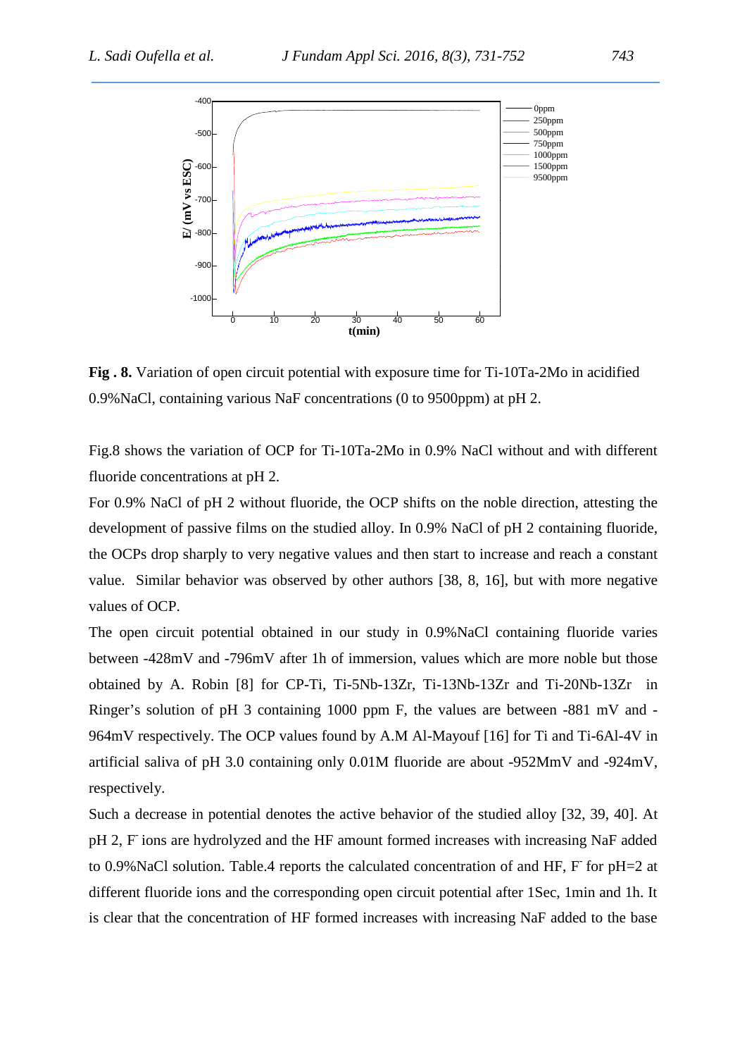**Fig . 8.** Variation of open circuit potential with exposure time for Ti-10Ta-2Mo in acidified 0.9%NaCl, containing various NaF concentrations (0 to 9500ppm) at pH 2.

Fig.8 shows the variation of OCP for Ti-10Ta-2Mo in 0.9% NaCl without and with different fluoride concentrations at pH 2.

For 0.9% NaCl of pH 2 without fluoride, the OCP shifts on the noble direction, attesting the development of passive films on the studied alloy. In 0.9% NaCl of pH 2 containing fluoride, the OCPs drop sharply to very negative values and then start to increase and reach a constant value. Similar behavior was observed by other authors [38, 8, 16], but with more negative values of OCP.

The open circuit potential obtained in our study in 0.9%NaCl containing fluoride varies between -428mV and -796mV after 1h of immersion, values which are more noble but those obtained by A. Robin [8] for CP-Ti, Ti-5Nb-13Zr, Ti-13Nb-13Zr and Ti-20Nb-13Zr in Ringer's solution of pH 3 containing 1000 ppm F, the values are between -881 mV and -964mV respectively. The OCP values found by A.M Al-Mayouf [16] for Ti and Ti-6Al-4V in artificial saliva of pH 3.0 containing only 0.01M fluoride are about -952MmV and -924mV, respectively.

Such a decrease in potential denotes the active behavior of the studied alloy [32, 39, 40]. At pH 2, $F^-$ ions are hydrolyzed and the HF amount formed increases with increasing NaF added to 0.9%NaCl solution. Table.4 reports the calculated concentration of and HF, $F^-$ for pH=2 at different fluoride ions and the corresponding open circuit potential after 1Sec, 1min and 1h. It is clear that the concentration of HF formed increases with increasing NaF added to the base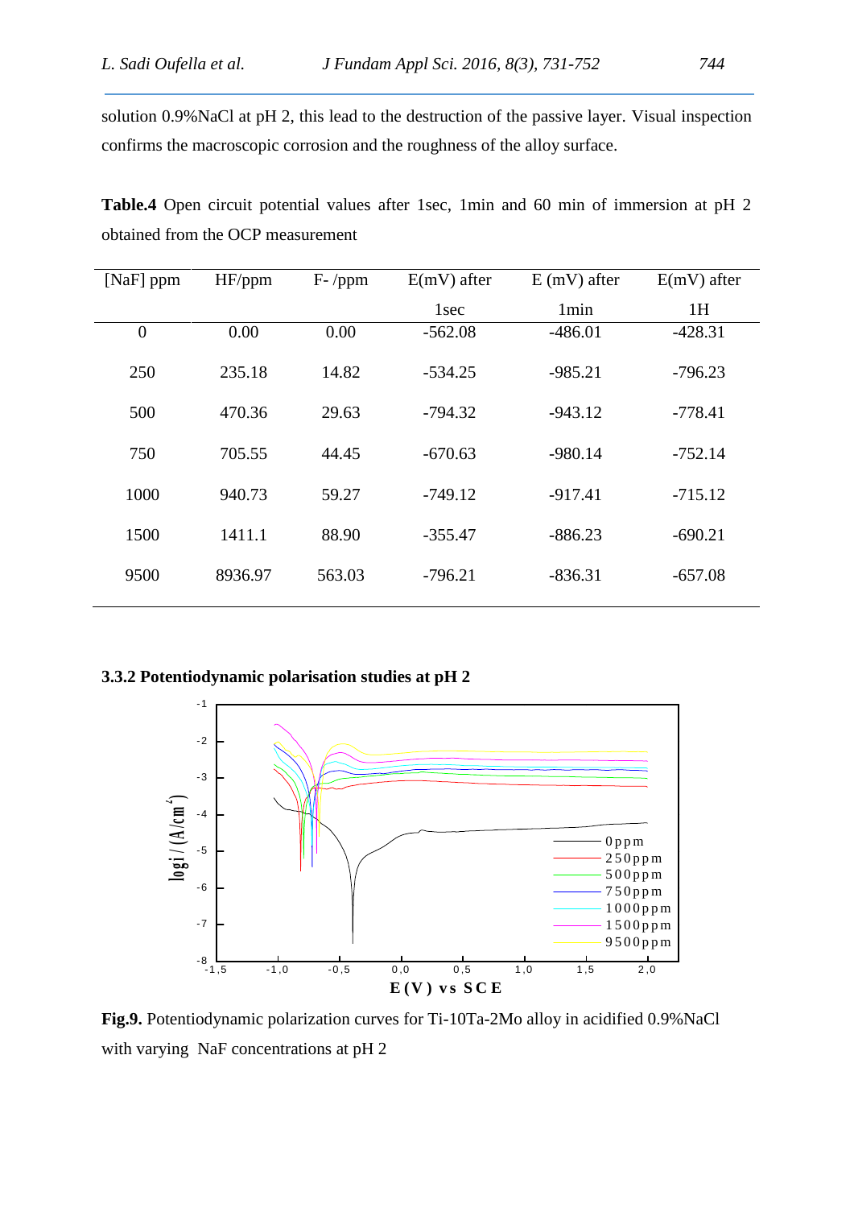solution 0.9%NaCl at pH 2, this lead to the destruction of the passive layer. Visual inspection confirms the macroscopic corrosion and the roughness of the alloy surface.

**Table.4** Open circuit potential values after 1sec, 1min and 60 min of immersion at pH 2 obtained from the OCP measurement

| [NaF] ppm | HF/ppm | F- /ppm | E(mV) after 1sec | E (mV) after 1min | E(mV) after 1H |
|---|---|---|---|---|---|
| 0 | 0.00 | 0.00 | -562.08 | -486.01 | -428.31 |
| 250 | 235.18 | 14.82 | -534.25 | -985.21 | -796.23 |
| 500 | 470.36 | 29.63 | -794.32 | -943.12 | -778.41 |
| 750 | 705.55 | 44.45 | -670.63 | -980.14 | -752.14 |
| 1000 | 940.73 | 59.27 | -749.12 | -917.41 | -715.12 |
| 1500 | 1411.1 | 88.90 | -355.47 | -886.23 | -690.21 |
| 9500 | 8936.97 | 563.03 | -796.21 | -836.31 | -657.08 |

### 3.3.2 Potentiodynamic polarisation studies at pH 2

**Fig.9.** Potentiodynamic polarization curves for Ti-10Ta-2Mo alloy in acidified 0.9%NaCl with varying NaF concentrations at pH 2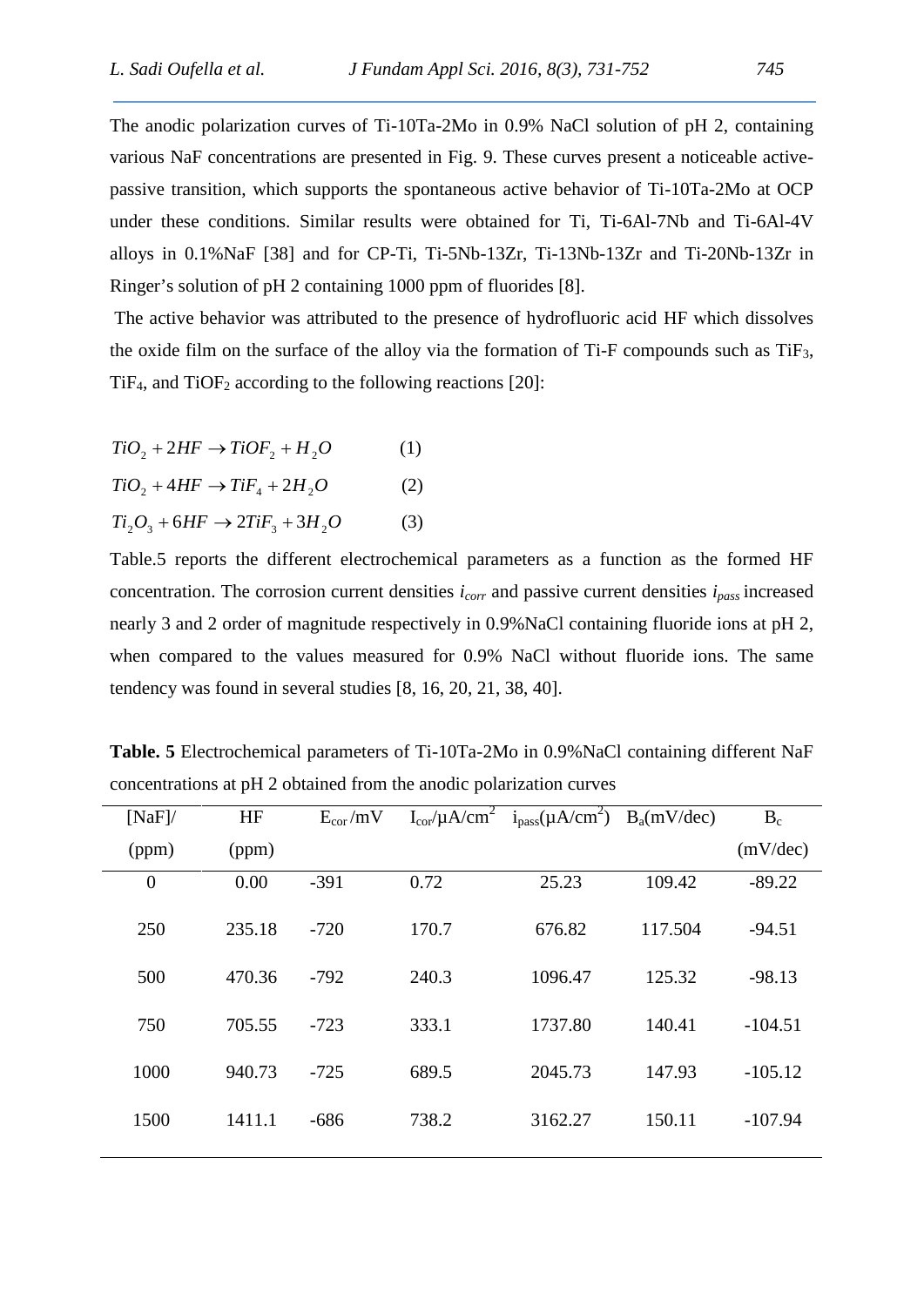The anodic polarization curves of Ti-10Ta-2Mo in 0.9% NaCl solution of pH 2, containing various NaF concentrations are presented in Fig. 9. These curves present a noticeable active-passive transition, which supports the spontaneous active behavior of Ti-10Ta-2Mo at OCP under these conditions. Similar results were obtained for Ti, Ti-6Al-7Nb and Ti-6Al-4V alloys in 0.1%NaF [38] and for CP-Ti, Ti-5Nb-13Zr, Ti-13Nb-13Zr and Ti-20Nb-13Zr in Ringer's solution of pH 2 containing 1000 ppm of fluorides [8].

The active behavior was attributed to the presence of hydrofluoric acid HF which dissolves the oxide film on the surface of the alloy via the formation of Ti-F compounds such as $TiF_3$, $TiF_4$, and $TiOF_2$ according to the following reactions [20]:

$$TiO_2 + 2HF \rightarrow TiOF_2 + H_2O \qquad (1)$$

$$TiO_2 + 4HF \rightarrow TiF_4 + 2H_2O \qquad (2)$$

$$Ti_2O_3 + 6HF \rightarrow 2TiF_3 + 3H_2O \qquad (3)$$

Table.5 reports the different electrochemical parameters as a function as the formed HF concentration. The corrosion current densities $i_{corr}$ and passive current densities $i_{pass}$ increased nearly 3 and 2 order of magnitude respectively in 0.9%NaCl containing fluoride ions at pH 2, when compared to the values measured for 0.9% NaCl without fluoride ions. The same tendency was found in several studies [8, 16, 20, 21, 38, 40].

**Table. 5** Electrochemical parameters of Ti-10Ta-2Mo in 0.9%NaCl containing different NaF concentrations at pH 2 obtained from the anodic polarization curves

| [NaF]/ (ppm) | HF (ppm) | $E_{cor}$ /mV | $I_{cor}$/µA/cm$^2$ | $i_{pass}$(µA/cm$^2$) | $B_a$(mV/dec) | $B_c$ (mV/dec) |
|---|---|---|---|---|---|---|
| 0 | 0.00 | -391 | 0.72 | 25.23 | 109.42 | -89.22 |
| 250 | 235.18 | -720 | 170.7 | 676.82 | 117.504 | -94.51 |
| 500 | 470.36 | -792 | 240.3 | 1096.47 | 125.32 | -98.13 |
| 750 | 705.55 | -723 | 333.1 | 1737.80 | 140.41 | -104.51 |
| 1000 | 940.73 | -725 | 689.5 | 2045.73 | 147.93 | -105.12 |
| 1500 | 1411.1 | -686 | 738.2 | 3162.27 | 150.11 | -107.94 |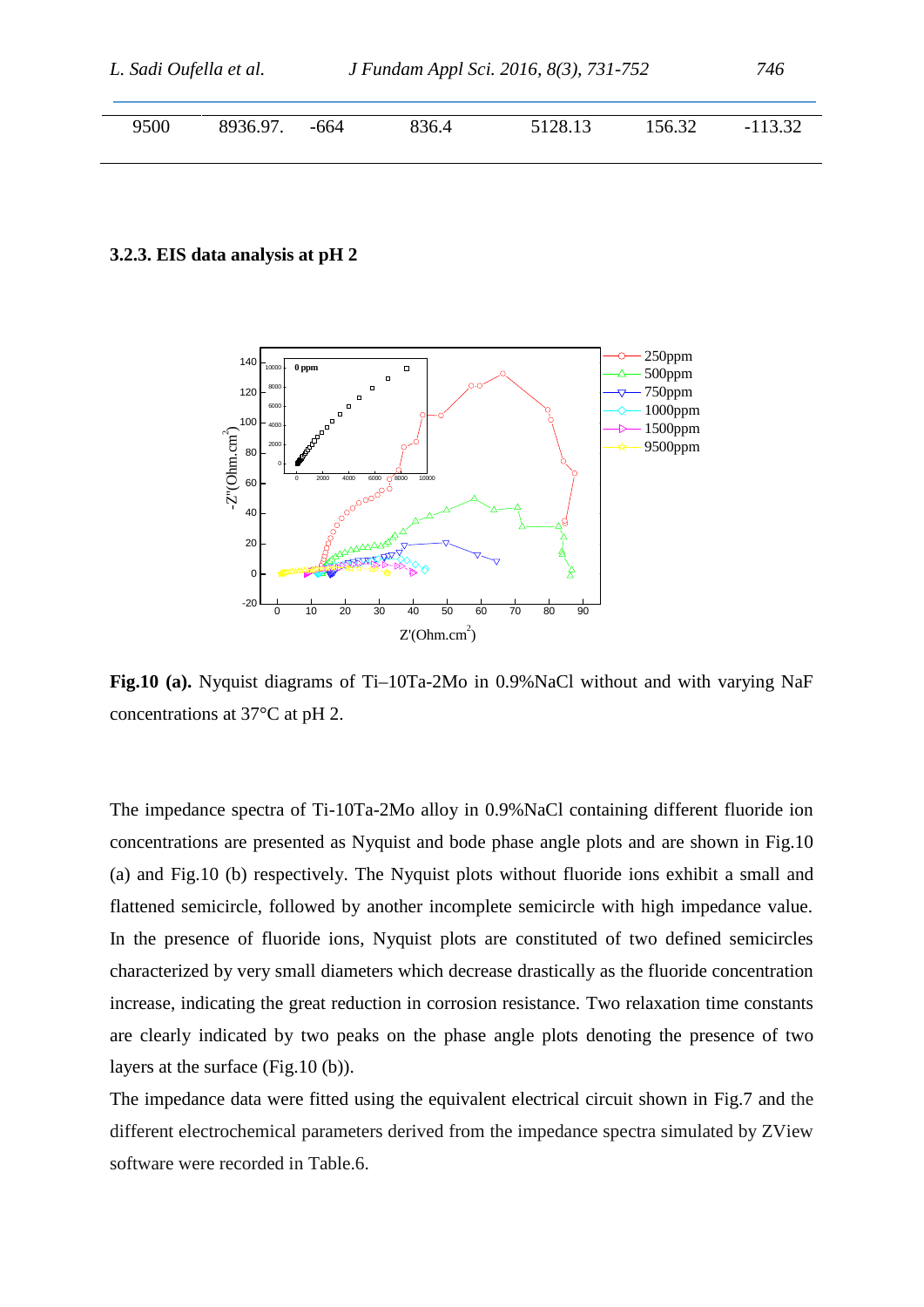| 9500 | 8936.97. | -664 | 836.4 | 5128.13 | 156.32 | -113.32 |
|---|---|---|---|---|---|---|

### 3.2.3. EIS data analysis at pH 2

**Fig.10 (a).** Nyquist diagrams of Ti–10Ta-2Mo in 0.9%NaCl without and with varying NaF concentrations at 37°C at pH 2.

The impedance spectra of Ti-10Ta-2Mo alloy in 0.9%NaCl containing different fluoride ion concentrations are presented as Nyquist and bode phase angle plots and are shown in Fig.10 (a) and Fig.10 (b) respectively. The Nyquist plots without fluoride ions exhibit a small and flattened semicircle, followed by another incomplete semicircle with high impedance value. In the presence of fluoride ions, Nyquist plots are constituted of two defined semicircles characterized by very small diameters which decrease drastically as the fluoride concentration increase, indicating the great reduction in corrosion resistance. Two relaxation time constants are clearly indicated by two peaks on the phase angle plots denoting the presence of two layers at the surface (Fig.10 (b)).

The impedance data were fitted using the equivalent electrical circuit shown in Fig.7 and the different electrochemical parameters derived from the impedance spectra simulated by ZView software were recorded in Table.6.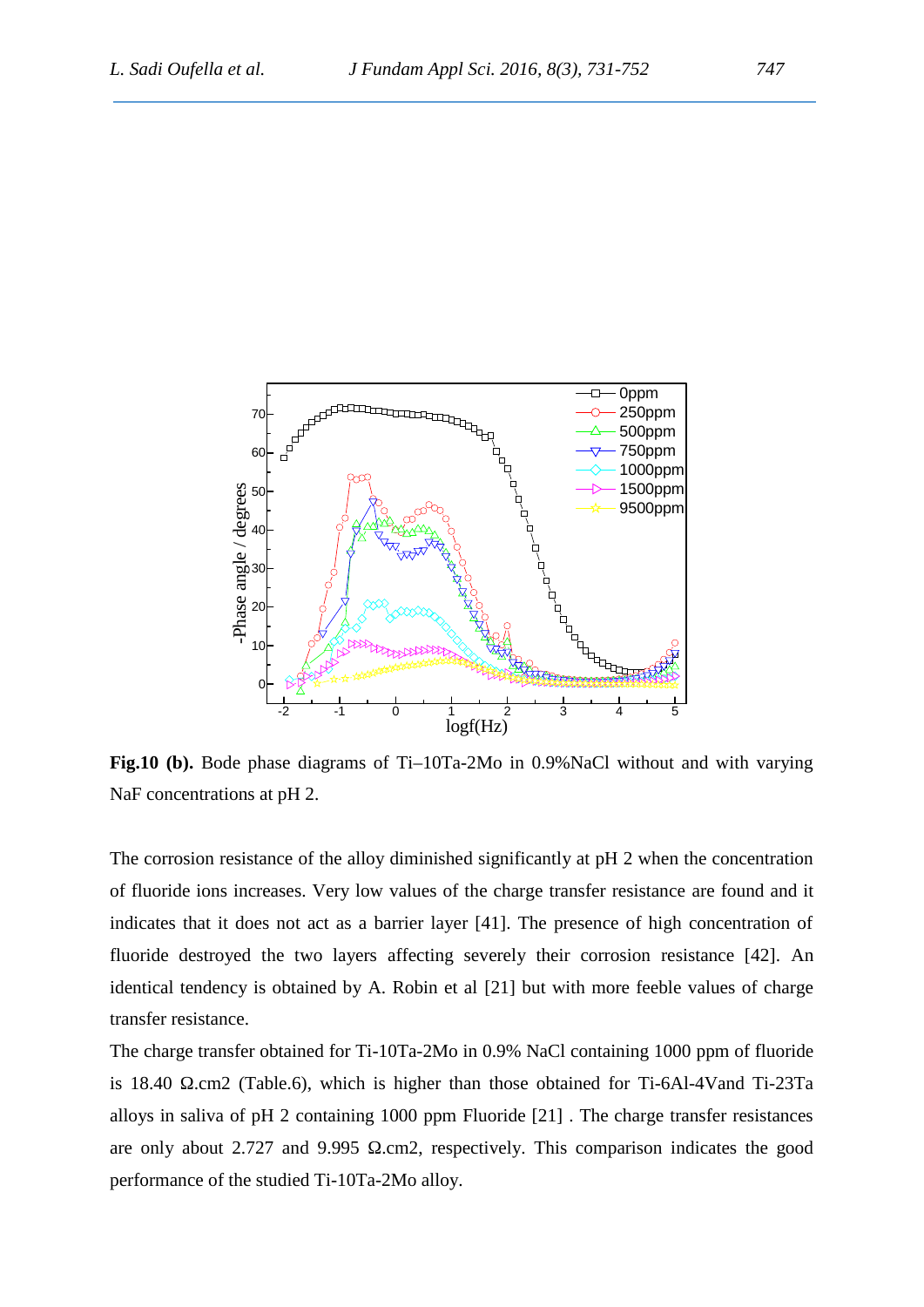**Fig.10 (b).** Bode phase diagrams of Ti–10Ta-2Mo in 0.9%NaCl without and with varying NaF concentrations at pH 2.

The corrosion resistance of the alloy diminished significantly at pH 2 when the concentration of fluoride ions increases. Very low values of the charge transfer resistance are found and it indicates that it does not act as a barrier layer [41]. The presence of high concentration of fluoride destroyed the two layers affecting severely their corrosion resistance [42]. An identical tendency is obtained by A. Robin et al [21] but with more feeble values of charge transfer resistance.

The charge transfer obtained for Ti-10Ta-2Mo in 0.9% NaCl containing 1000 ppm of fluoride is 18.40 Ω.cm2 (Table.6), which is higher than those obtained for Ti-6Al-4Vand Ti-23Ta alloys in saliva of pH 2 containing 1000 ppm Fluoride [21] . The charge transfer resistances are only about 2.727 and 9.995 Ω.cm2, respectively. This comparison indicates the good performance of the studied Ti-10Ta-2Mo alloy.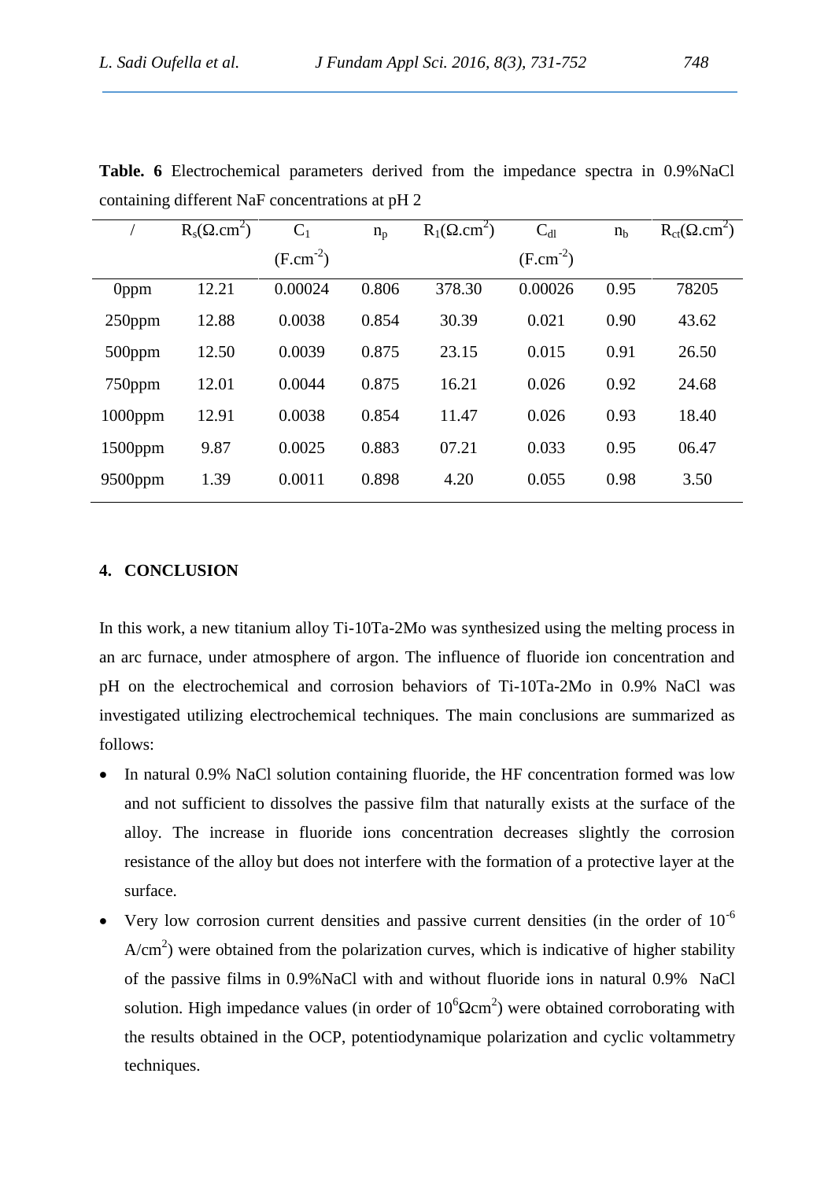**Table. 6** Electrochemical parameters derived from the impedance spectra in 0.9%NaCl containing different NaF concentrations at pH 2

| / | $R_s(\Omega.cm^2)$ | $C_1$ ($F.cm^{-2}$) | $n_p$ | $R_1(\Omega.cm^2)$ | $C_{dl}$ ($F.cm^{-2}$) | $n_b$ | $R_{ct}(\Omega.cm^2)$ |
|---|---|---|---|---|---|---|---|
| 0ppm | 12.21 | 0.00024 | 0.806 | 378.30 | 0.00026 | 0.95 | 78205 |
| 250ppm | 12.88 | 0.0038 | 0.854 | 30.39 | 0.021 | 0.90 | 43.62 |
| 500ppm | 12.50 | 0.0039 | 0.875 | 23.15 | 0.015 | 0.91 | 26.50 |
| 750ppm | 12.01 | 0.0044 | 0.875 | 16.21 | 0.026 | 0.92 | 24.68 |
| 1000ppm | 12.91 | 0.0038 | 0.854 | 11.47 | 0.026 | 0.93 | 18.40 |
| 1500ppm | 9.87 | 0.0025 | 0.883 | 07.21 | 0.033 | 0.95 | 06.47 |
| 9500ppm | 1.39 | 0.0011 | 0.898 | 4.20 | 0.055 | 0.98 | 3.50 |

## 4. CONCLUSION

In this work, a new titanium alloy Ti-10Ta-2Mo was synthesized using the melting process in an arc furnace, under atmosphere of argon. The influence of fluoride ion concentration and pH on the electrochemical and corrosion behaviors of Ti-10Ta-2Mo in 0.9% NaCl was investigated utilizing electrochemical techniques. The main conclusions are summarized as follows:

- In natural 0.9% NaCl solution containing fluoride, the HF concentration formed was low and not sufficient to dissolves the passive film that naturally exists at the surface of the alloy. The increase in fluoride ions concentration decreases slightly the corrosion resistance of the alloy but does not interfere with the formation of a protective layer at the surface.
- Very low corrosion current densities and passive current densities (in the order of $10^{-6}$ $A/cm^2$) were obtained from the polarization curves, which is indicative of higher stability of the passive films in 0.9%NaCl with and without fluoride ions in natural 0.9% NaCl solution. High impedance values (in order of $10^6\Omega cm^2$) were obtained corroborating with the results obtained in the OCP, potentiodynamique polarization and cyclic voltammetry techniques.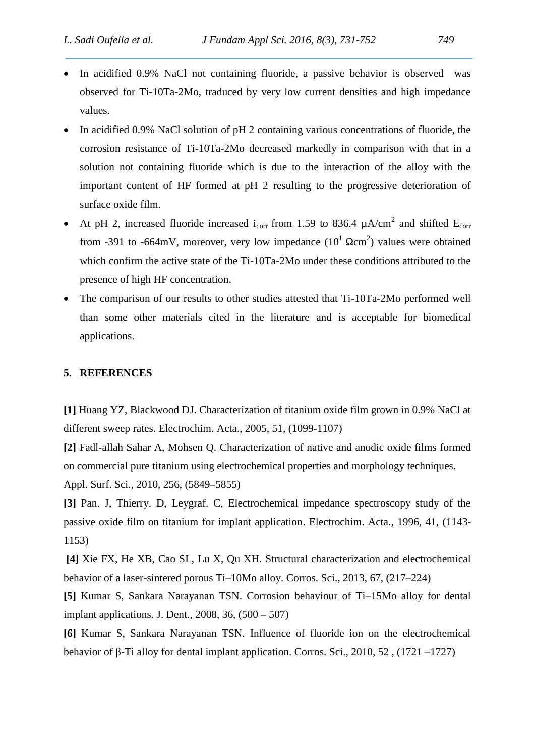- In acidified 0.9% NaCl not containing fluoride, a passive behavior is observed was observed for Ti-10Ta-2Mo, traduced by very low current densities and high impedance values.
- In acidified 0.9% NaCl solution of pH 2 containing various concentrations of fluoride, the corrosion resistance of Ti-10Ta-2Mo decreased markedly in comparison with that in a solution not containing fluoride which is due to the interaction of the alloy with the important content of HF formed at pH 2 resulting to the progressive deterioration of surface oxide film.
- At pH 2, increased fluoride increased $i_{corr}$ from 1.59 to 836.4 $\mu A/cm^2$ and shifted $E_{corr}$ from -391 to -664mV, moreover, very low impedance ($10^1$ $\Omega cm^2$) values were obtained which confirm the active state of the Ti-10Ta-2Mo under these conditions attributed to the presence of high HF concentration.
- The comparison of our results to other studies attested that Ti-10Ta-2Mo performed well than some other materials cited in the literature and is acceptable for biomedical applications.

## 5. REFERENCES

**[1]** Huang YZ, Blackwood DJ. Characterization of titanium oxide film grown in 0.9% NaCl at different sweep rates. Electrochim. Acta., 2005, 51, (1099-1107)

**[2]** Fadl-allah Sahar A, Mohsen Q. Characterization of native and anodic oxide films formed on commercial pure titanium using electrochemical properties and morphology techniques. Appl. Surf. Sci., 2010, 256, (5849–5855)

**[3]** Pan. J, Thierry. D, Leygraf. C, Electrochemical impedance spectroscopy study of the passive oxide film on titanium for implant application. Electrochim. Acta., 1996, 41, (1143-1153)

**[4]** Xie FX, He XB, Cao SL, Lu X, Qu XH. Structural characterization and electrochemical behavior of a laser-sintered porous Ti–10Mo alloy. Corros. Sci., 2013, 67, (217–224)

**[5]** Kumar S, Sankara Narayanan TSN. Corrosion behaviour of Ti–15Mo alloy for dental implant applications. J. Dent., 2008, 36, (500 – 507)

**[6]** Kumar S, Sankara Narayanan TSN. Influence of fluoride ion on the electrochemical behavior of β-Ti alloy for dental implant application. Corros. Sci., 2010, 52 , (1721 –1727)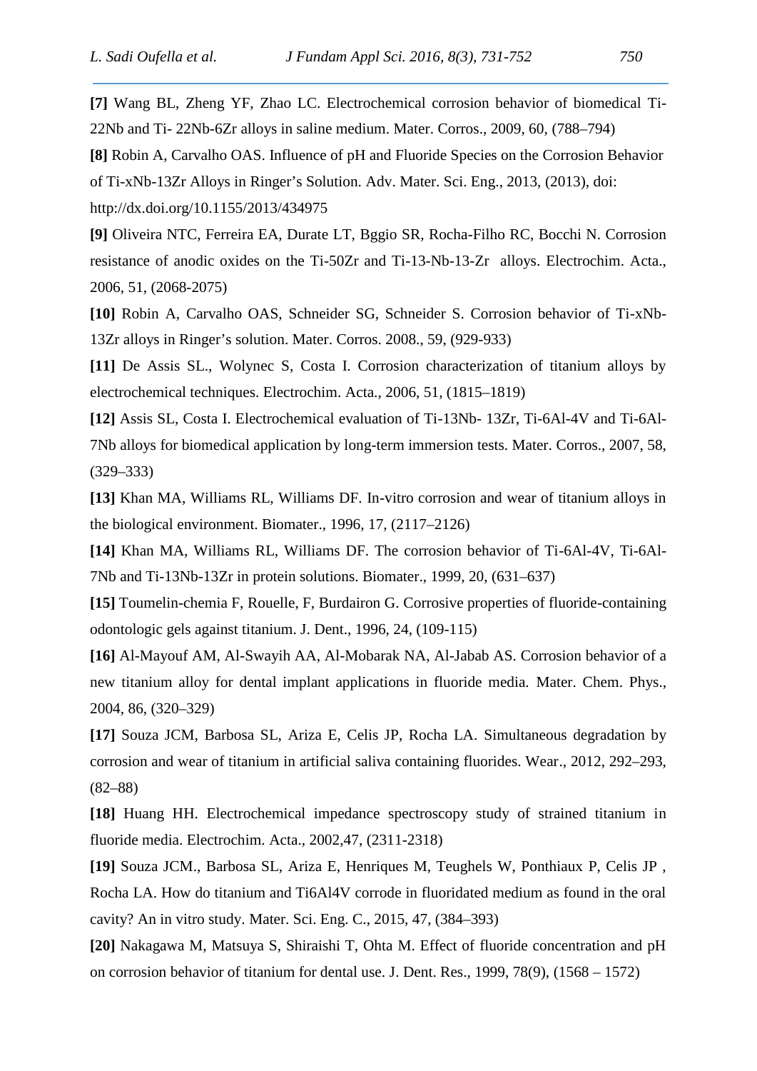**[7]** Wang BL, Zheng YF, Zhao LC. Electrochemical corrosion behavior of biomedical Ti-22Nb and Ti- 22Nb-6Zr alloys in saline medium. Mater. Corros., 2009, 60, (788–794)

**[8]** Robin A, Carvalho OAS. Influence of pH and Fluoride Species on the Corrosion Behavior of Ti-xNb-13Zr Alloys in Ringer's Solution. Adv. Mater. Sci. Eng., 2013, (2013), doi: http://dx.doi.org/10.1155/2013/434975

**[9]** Oliveira NTC, Ferreira EA, Durate LT, Bggio SR, Rocha-Filho RC, Bocchi N. Corrosion resistance of anodic oxides on the Ti-50Zr and Ti-13-Nb-13-Zr alloys. Electrochim. Acta., 2006, 51, (2068-2075)

**[10]** Robin A, Carvalho OAS, Schneider SG, Schneider S. Corrosion behavior of Ti-xNb-13Zr alloys in Ringer's solution. Mater. Corros. 2008., 59, (929-933)

**[11]** De Assis SL., Wolynec S, Costa I. Corrosion characterization of titanium alloys by electrochemical techniques. Electrochim. Acta., 2006, 51, (1815–1819)

**[12]** Assis SL, Costa I. Electrochemical evaluation of Ti-13Nb- 13Zr, Ti-6Al-4V and Ti-6Al-7Nb alloys for biomedical application by long-term immersion tests. Mater. Corros., 2007, 58, (329–333)

**[13]** Khan MA, Williams RL, Williams DF. In-vitro corrosion and wear of titanium alloys in the biological environment. Biomater., 1996, 17, (2117–2126)

**[14]** Khan MA, Williams RL, Williams DF. The corrosion behavior of Ti-6Al-4V, Ti-6Al-7Nb and Ti-13Nb-13Zr in protein solutions. Biomater., 1999, 20, (631–637)

**[15]** Toumelin-chemia F, Rouelle, F, Burdairon G. Corrosive properties of fluoride-containing odontologic gels against titanium. J. Dent., 1996, 24, (109-115)

**[16]** Al-Mayouf AM, Al-Swayih AA, Al-Mobarak NA, Al-Jabab AS. Corrosion behavior of a new titanium alloy for dental implant applications in fluoride media. Mater. Chem. Phys., 2004, 86, (320–329)

**[17]** Souza JCM, Barbosa SL, Ariza E, Celis JP, Rocha LA. Simultaneous degradation by corrosion and wear of titanium in artificial saliva containing fluorides. Wear., 2012, 292–293, (82–88)

**[18]** Huang HH. Electrochemical impedance spectroscopy study of strained titanium in fluoride media. Electrochim. Acta., 2002,47, (2311-2318)

**[19]** Souza JCM., Barbosa SL, Ariza E, Henriques M, Teughels W, Ponthiaux P, Celis JP , Rocha LA. How do titanium and Ti6Al4V corrode in fluoridated medium as found in the oral cavity? An in vitro study. Mater. Sci. Eng. C., 2015, 47, (384–393)

**[20]** Nakagawa M, Matsuya S, Shiraishi T, Ohta M. Effect of fluoride concentration and pH on corrosion behavior of titanium for dental use. J. Dent. Res., 1999, 78(9), (1568 – 1572)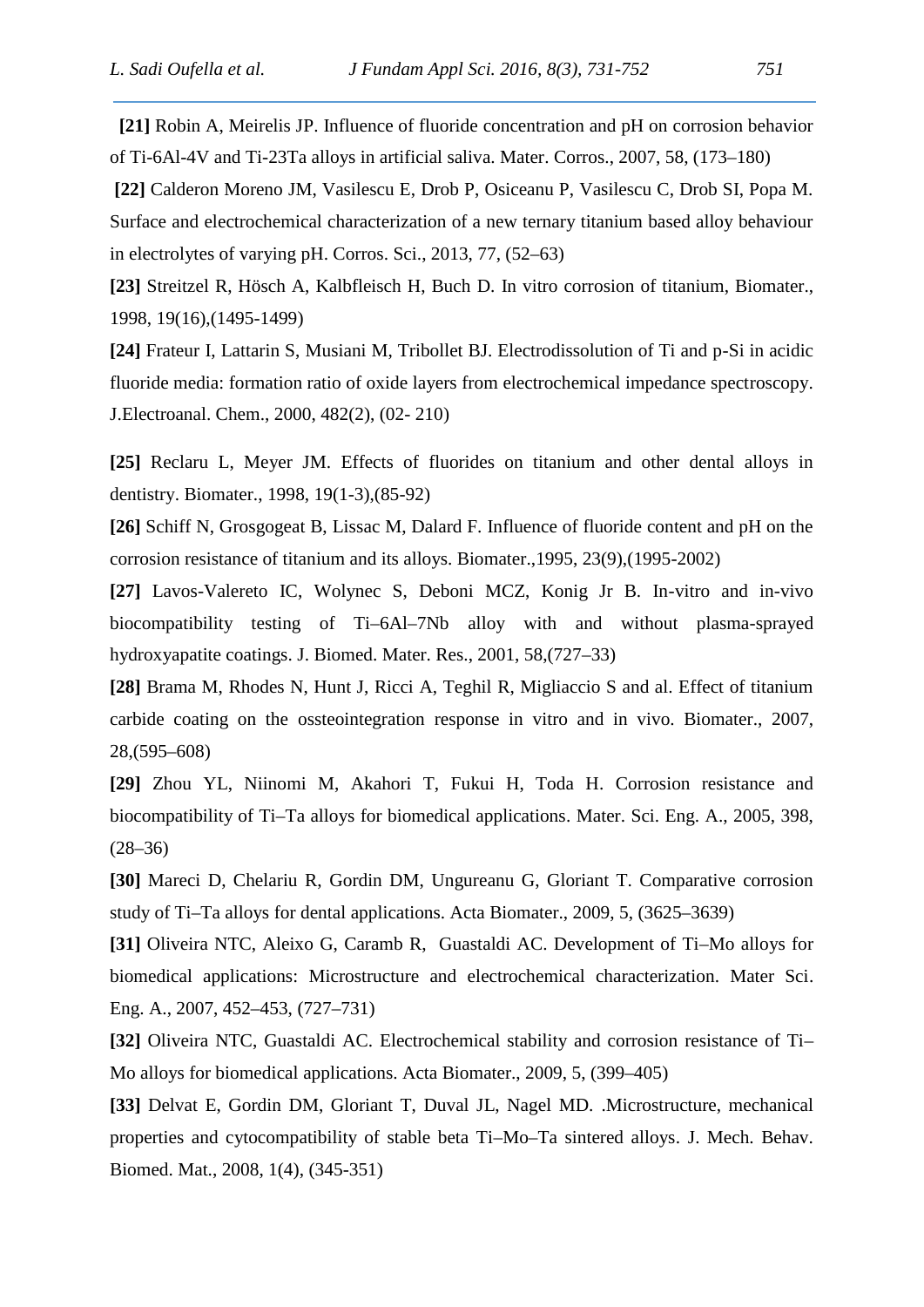**[21]** Robin A, Meirelis JP. Influence of fluoride concentration and pH on corrosion behavior of Ti-6Al-4V and Ti-23Ta alloys in artificial saliva. Mater. Corros., 2007, 58, (173–180)

**[22]** Calderon Moreno JM, Vasilescu E, Drob P, Osiceanu P, Vasilescu C, Drob SI, Popa M. Surface and electrochemical characterization of a new ternary titanium based alloy behaviour in electrolytes of varying pH. Corros. Sci., 2013, 77, (52–63)

**[23]** Streitzel R, Hösch A, Kalbfleisch H, Buch D. In vitro corrosion of titanium, Biomater., 1998, 19(16),(1495-1499)

**[24]** Frateur I, Lattarin S, Musiani M, Tribollet BJ. Electrodissolution of Ti and p-Si in acidic fluoride media: formation ratio of oxide layers from electrochemical impedance spectroscopy. J.Electroanal. Chem., 2000, 482(2), (02- 210)

**[25]** Reclaru L, Meyer JM. Effects of fluorides on titanium and other dental alloys in dentistry. Biomater., 1998, 19(1-3),(85-92)

**[26]** Schiff N, Grosgogeat B, Lissac M, Dalard F. Influence of fluoride content and pH on the corrosion resistance of titanium and its alloys. Biomater.,1995, 23(9),(1995-2002)

**[27]** Lavos-Valereto IC, Wolynec S, Deboni MCZ, Konig Jr B. In-vitro and in-vivo biocompatibility testing of Ti–6Al–7Nb alloy with and without plasma-sprayed hydroxyapatite coatings. J. Biomed. Mater. Res., 2001, 58,(727–33)

**[28]** Brama M, Rhodes N, Hunt J, Ricci A, Teghil R, Migliaccio S and al. Effect of titanium carbide coating on the ossteointegration response in vitro and in vivo. Biomater., 2007, 28,(595–608)

**[29]** Zhou YL, Niinomi M, Akahori T, Fukui H, Toda H. Corrosion resistance and biocompatibility of Ti–Ta alloys for biomedical applications. Mater. Sci. Eng. A., 2005, 398, (28–36)

**[30]** Mareci D, Chelariu R, Gordin DM, Ungureanu G, Gloriant T. Comparative corrosion study of Ti–Ta alloys for dental applications. Acta Biomater., 2009, 5, (3625–3639)

**[31]** Oliveira NTC, Aleixo G, Caramb R, Guastaldi AC. Development of Ti–Mo alloys for biomedical applications: Microstructure and electrochemical characterization. Mater Sci. Eng. A., 2007, 452–453, (727–731)

**[32]** Oliveira NTC, Guastaldi AC. Electrochemical stability and corrosion resistance of Ti–Mo alloys for biomedical applications. Acta Biomater., 2009, 5, (399–405)

**[33]** Delvat E, Gordin DM, Gloriant T, Duval JL, Nagel MD. .Microstructure, mechanical properties and cytocompatibility of stable beta Ti–Mo–Ta sintered alloys. J. Mech. Behav. Biomed. Mat., 2008, 1(4), (345-351)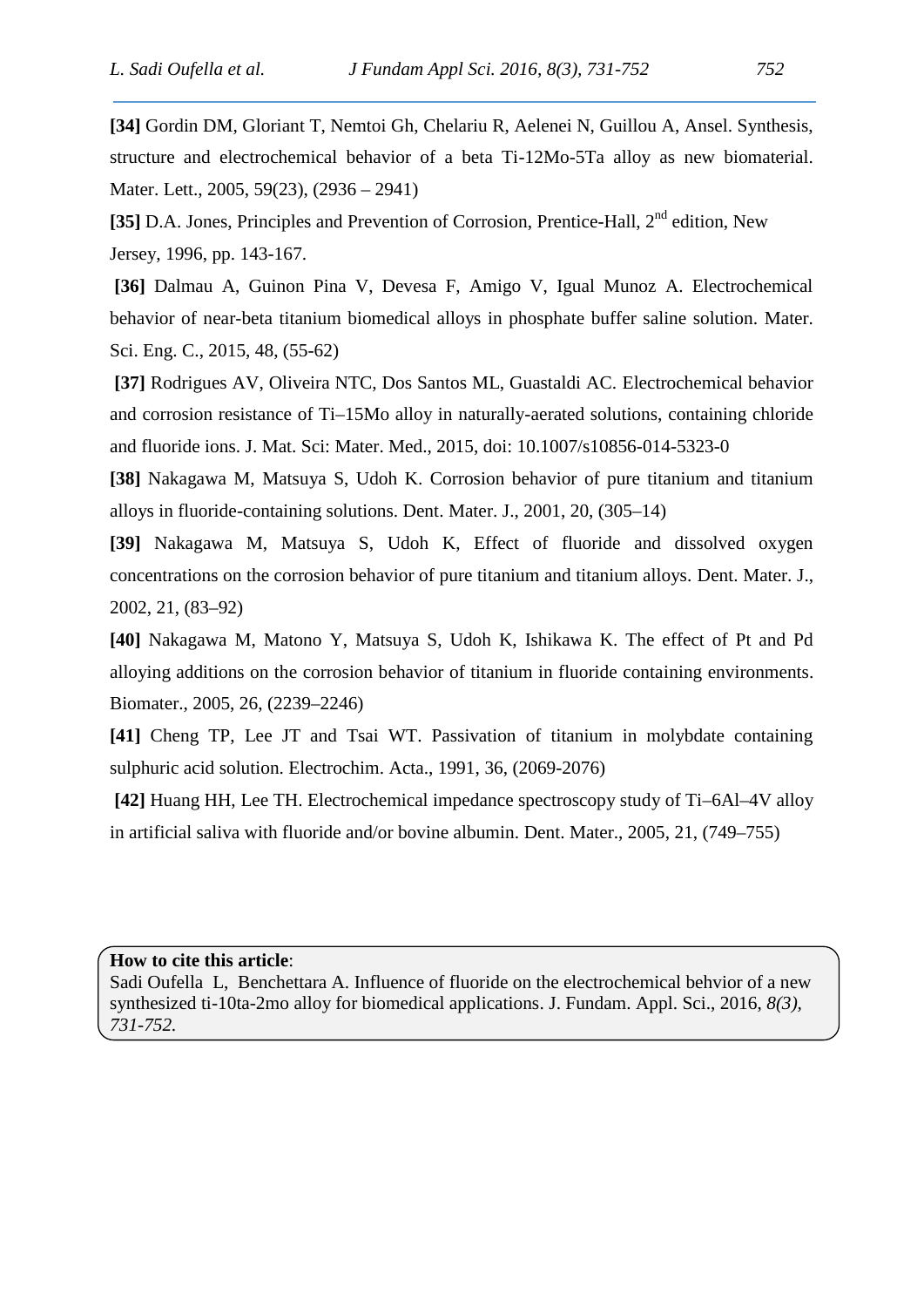**[34]** Gordin DM, Gloriant T, Nemtoi Gh, Chelariu R, Aelenei N, Guillou A, Ansel. Synthesis, structure and electrochemical behavior of a beta Ti-12Mo-5Ta alloy as new biomaterial. Mater. Lett., 2005, 59(23), (2936 – 2941)

**[35]** D.A. Jones, Principles and Prevention of Corrosion, Prentice-Hall, 2nd edition, New Jersey, 1996, pp. 143-167.

**[36]** Dalmau A, Guinon Pina V, Devesa F, Amigo V, Igual Munoz A. Electrochemical behavior of near-beta titanium biomedical alloys in phosphate buffer saline solution. Mater. Sci. Eng. C., 2015, 48, (55-62)

**[37]** Rodrigues AV, Oliveira NTC, Dos Santos ML, Guastaldi AC. Electrochemical behavior and corrosion resistance of Ti–15Mo alloy in naturally-aerated solutions, containing chloride and fluoride ions. J. Mat. Sci: Mater. Med., 2015, doi: 10.1007/s10856-014-5323-0

**[38]** Nakagawa M, Matsuya S, Udoh K. Corrosion behavior of pure titanium and titanium alloys in fluoride-containing solutions. Dent. Mater. J., 2001, 20, (305–14)

**[39]** Nakagawa M, Matsuya S, Udoh K, Effect of fluoride and dissolved oxygen concentrations on the corrosion behavior of pure titanium and titanium alloys. Dent. Mater. J., 2002, 21, (83–92)

**[40]** Nakagawa M, Matono Y, Matsuya S, Udoh K, Ishikawa K. The effect of Pt and Pd alloying additions on the corrosion behavior of titanium in fluoride containing environments. Biomater., 2005, 26, (2239–2246)

**[41]** Cheng TP, Lee JT and Tsai WT. Passivation of titanium in molybdate containing sulphuric acid solution. Electrochim. Acta., 1991, 36, (2069-2076)

**[42]** Huang HH, Lee TH. Electrochemical impedance spectroscopy study of Ti–6Al–4V alloy in artificial saliva with fluoride and/or bovine albumin. Dent. Mater., 2005, 21, (749–755)

**How to cite this article**:
Sadi Oufella L, Benchettara A. Influence of fluoride on the electrochemical behvior of a new synthesized ti-10ta-2mo alloy for biomedical applications. J. Fundam. Appl. Sci., 2016, *8(3), 731-752*.